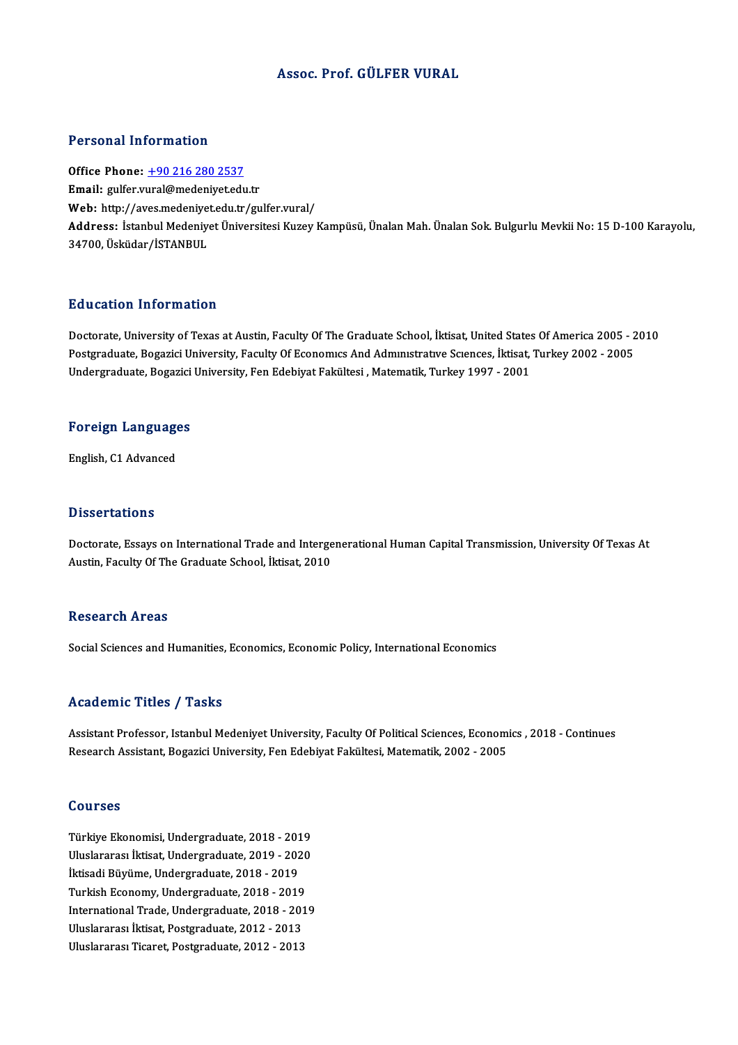# Assoc. Prof. GÜLFER VURAL

## Personal Information

**Office Phone:** +90 216 280 2537
**Email:** gulfer.vural@medeniyet.edu.tr
**Web:** http://aves.medeniyet.edu.tr/gulfer.vural/
**Address:** İstanbul Medeniyet Üniversitesi Kuzey Kampüsü, Ünalan Mah. Ünalan Sok. Bulgurlu Mevkii No: 15 D-100 Karayolu, 34700, Üsküdar/İSTANBUL

## Education Information

Doctorate, University of Texas at Austin, Faculty Of The Graduate School, İktisat, United States Of America 2005 - 2010
Postgraduate, Bogazici University, Faculty Of Economıcs And Admınıstratıve Scıences, İktisat, Turkey 2002 - 2005
Undergraduate, Bogazici University, Fen Edebiyat Fakültesi , Matematik, Turkey 1997 - 2001

## Foreign Languages

English, C1 Advanced

## Dissertations

Doctorate, Essays on International Trade and Intergenerational Human Capital Transmission, University Of Texas At Austin, Faculty Of The Graduate School, İktisat, 2010

## Research Areas

Social Sciences and Humanities, Economics, Economic Policy, International Economics

## Academic Titles / Tasks

Assistant Professor, Istanbul Medeniyet University, Faculty Of Political Sciences, Economics , 2018 - Continues
Research Assistant, Bogazici University, Fen Edebiyat Fakültesi, Matematik, 2002 - 2005

## Courses

Türkiye Ekonomisi, Undergraduate, 2018 - 2019
Uluslararası İktisat, Undergraduate, 2019 - 2020
İktisadi Büyüme, Undergraduate, 2018 - 2019
Turkish Economy, Undergraduate, 2018 - 2019
International Trade, Undergraduate, 2018 - 2019
Uluslararası İktisat, Postgraduate, 2012 - 2013
Uluslararası Ticaret, Postgraduate, 2012 - 2013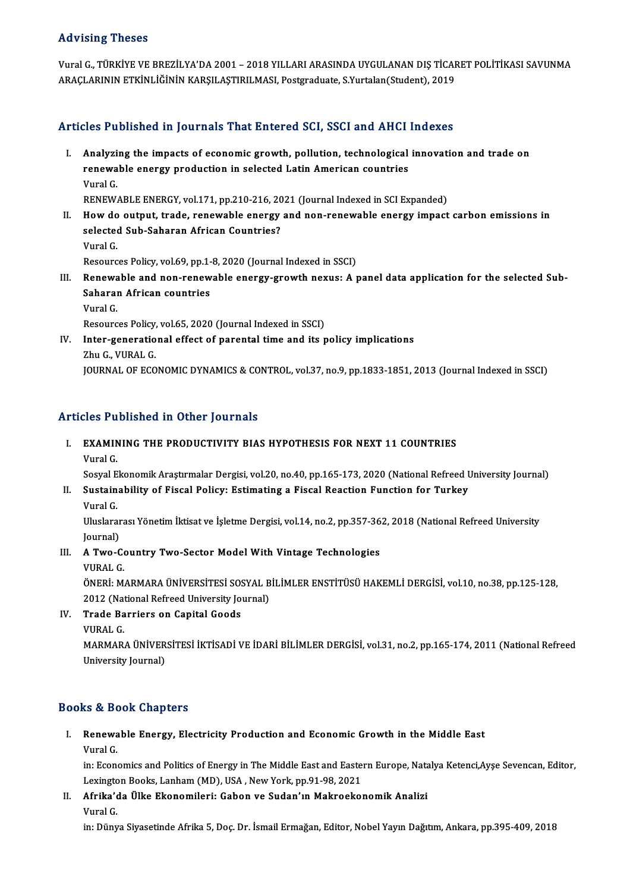## Advising Theses

Vural G., TÜRKİYE VE BREZİLYA'DA 2001 – 2018 YILLARI ARASINDA UYGULANAN DIŞ TİCARET POLİTİKASI SAVUNMA ARAÇLARININ ETKİNLİĞİNİN KARŞILAŞTIRILMASI, Postgraduate, S.Yurtalan(Student), 2019

## Articles Published in Journals That Entered SCI, SSCI and AHCI Indexes

I. **Analyzing the impacts of economic growth, pollution, technological innovation and trade on renewable energy production in selected Latin American countries**
   Vural G.
   RENEWABLE ENERGY, vol.171, pp.210-216, 2021 (Journal Indexed in SCI Expanded)
II. **How do output, trade, renewable energy and non-renewable energy impact carbon emissions in selected Sub-Saharan African Countries?**
   Vural G.
   Resources Policy, vol.69, pp.1-8, 2020 (Journal Indexed in SSCI)
III. **Renewable and non-renewable energy-growth nexus: A panel data application for the selected Sub-Saharan African countries**
   Vural G.
   Resources Policy, vol.65, 2020 (Journal Indexed in SSCI)
IV. **Inter-generational effect of parental time and its policy implications**
   Zhu G., VURAL G.
   JOURNAL OF ECONOMIC DYNAMICS & CONTROL, vol.37, no.9, pp.1833-1851, 2013 (Journal Indexed in SSCI)

## Articles Published in Other Journals

I. **EXAMINING THE PRODUCTIVITY BIAS HYPOTHESIS FOR NEXT 11 COUNTRIES**
   Vural G.
   Sosyal Ekonomik Araştırmalar Dergisi, vol.20, no.40, pp.165-173, 2020 (National Refreed University Journal)
II. **Sustainability of Fiscal Policy: Estimating a Fiscal Reaction Function for Turkey**
   Vural G.
   Uluslararası Yönetim İktisat ve İşletme Dergisi, vol.14, no.2, pp.357-362, 2018 (National Refreed University Journal)
III. **A Two-Country Two-Sector Model With Vintage Technologies**
   VURAL G.
   ÖNERİ: MARMARA ÜNİVERSİTESİ SOSYAL BİLİMLER ENSTİTÜSÜ HAKEMLİ DERGİSİ, vol.10, no.38, pp.125-128, 2012 (National Refreed University Journal)
IV. **Trade Barriers on Capital Goods**
   VURAL G.
   MARMARA ÜNİVERSİTESİ İKTİSADİ VE İDARİ BİLİMLER DERGİSİ, vol.31, no.2, pp.165-174, 2011 (National Refreed University Journal)

## Books & Book Chapters

I. **Renewable Energy, Electricity Production and Economic Growth in the Middle East**
   Vural G.
   in: Economics and Politics of Energy in The Middle East and Eastern Europe, Natalya Ketenci,Ayşe Sevencan, Editor, Lexington Books, Lanham (MD), USA , New York, pp.91-98, 2021
II. **Afrika'da Ülke Ekonomileri: Gabon ve Sudan'ın Makroekonomik Analizi**
   Vural G.
   in: Dünya Siyasetinde Afrika 5, Doç. Dr. İsmail Ermağan, Editor, Nobel Yayın Dağıtım, Ankara, pp.395-409, 2018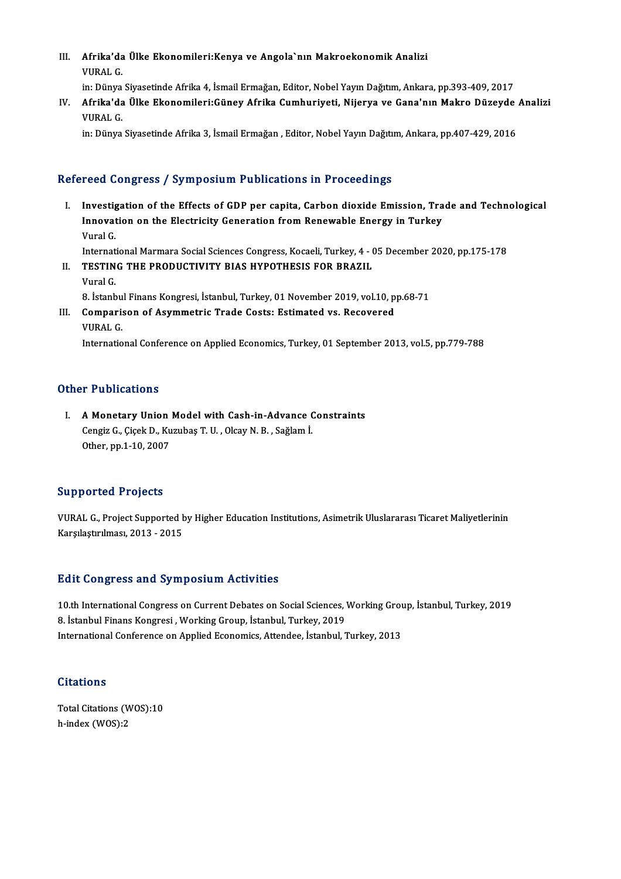III. **Afrika'da Ülke Ekonomileri:Kenya ve Angola`nın Makroekonomik Analizi**
VURAL G.
in: Dünya Siyasetinde Afrika 4, İsmail Ermağan, Editor, Nobel Yayın Dağıtım, Ankara, pp.393-409, 2017

IV. **Afrika'da Ülke Ekonomileri:Güney Afrika Cumhuriyeti, Nijerya ve Gana'nın Makro Düzeyde Analizi**
VURAL G.
in: Dünya Siyasetinde Afrika 3, İsmail Ermağan , Editor, Nobel Yayın Dağıtım, Ankara, pp.407-429, 2016

## Refereed Congress / Symposium Publications in Proceedings

I. **Investigation of the Effects of GDP per capita, Carbon dioxide Emission, Trade and Technological Innovation on the Electricity Generation from Renewable Energy in Turkey**
Vural G.
International Marmara Social Sciences Congress, Kocaeli, Turkey, 4 - 05 December 2020, pp.175-178

II. **TESTING THE PRODUCTIVITY BIAS HYPOTHESIS FOR BRAZIL**
Vural G.
8. İstanbul Finans Kongresi, İstanbul, Turkey, 01 November 2019, vol.10, pp.68-71

III. **Comparison of Asymmetric Trade Costs: Estimated vs. Recovered**
VURAL G.
International Conference on Applied Economics, Turkey, 01 September 2013, vol.5, pp.779-788

## Other Publications

I. **A Monetary Union Model with Cash-in-Advance Constraints**
Cengiz G., Çiçek D., Kuzubaş T. U. , Olcay N. B. , Sağlam İ.
Other, pp.1-10, 2007

## Supported Projects

VURAL G., Project Supported by Higher Education Institutions, Asimetrik Uluslararası Ticaret Maliyetlerinin Karşılaştırılması, 2013 - 2015

## Edit Congress and Symposium Activities

10.th International Congress on Current Debates on Social Sciences, Working Group, İstanbul, Turkey, 2019
8. İstanbul Finans Kongresi , Working Group, İstanbul, Turkey, 2019
International Conference on Applied Economics, Attendee, İstanbul, Turkey, 2013

## Citations

Total Citations (WOS):10
h-index (WOS):2